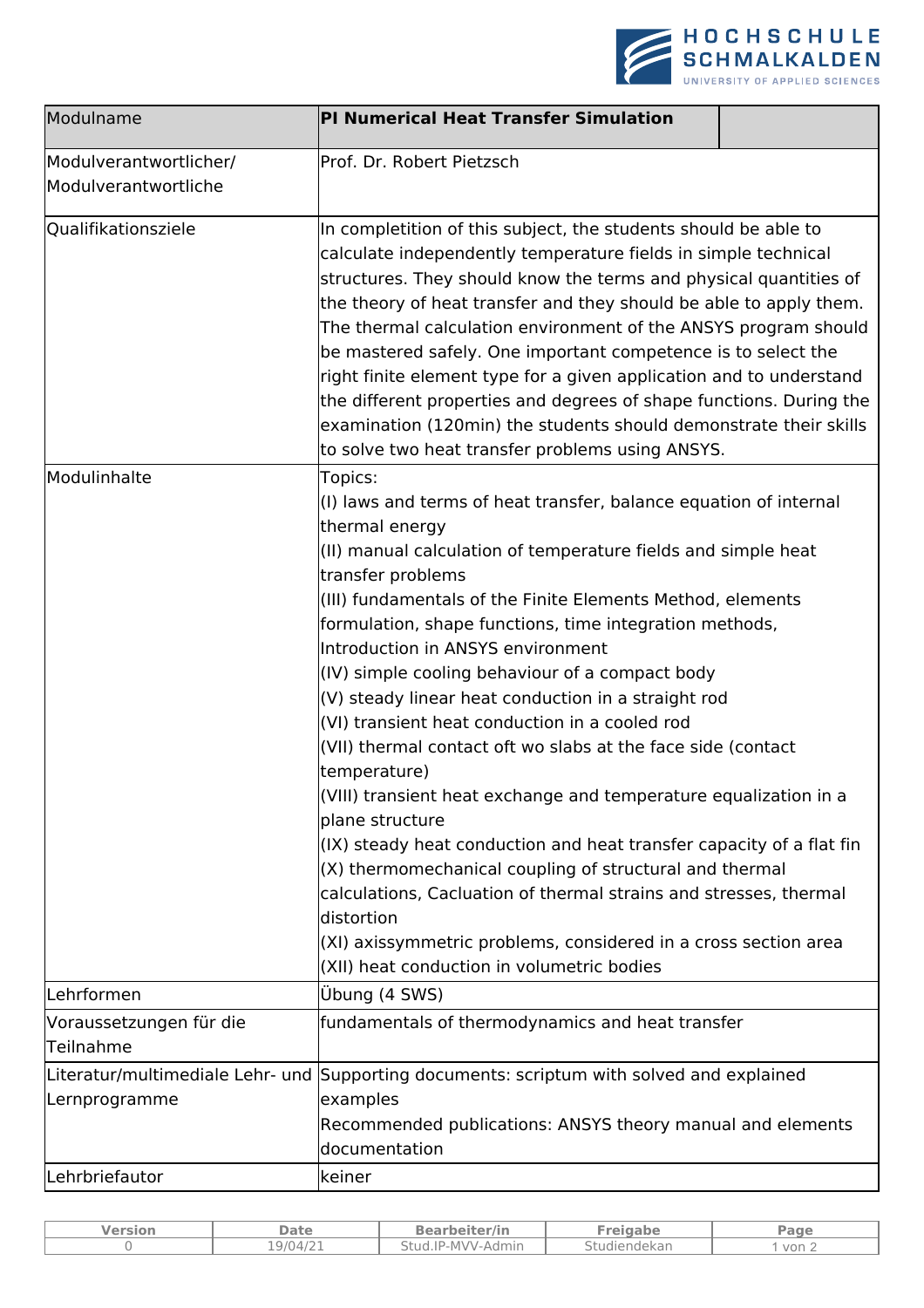| Modulname | **PI Numerical Heat Transfer Simulation** |
|---|---|
| Modulverantwortlicher/ Modulverantwortliche | Prof. Dr. Robert Pietzsch |
| Qualifikationsziele | In completition of this subject, the students should be able to calculate independently temperature fields in simple technical structures. They should know the terms and physical quantities of the theory of heat transfer and they should be able to apply them. The thermal calculation environment of the ANSYS program should be mastered safely. One important competence is to select the right finite element type for a given application and to understand the different properties and degrees of shape functions. During the examination (120min) the students should demonstrate their skills to solve two heat transfer problems using ANSYS. |
| Modulinhalte | Topics:<br>(I) laws and terms of heat transfer, balance equation of internal thermal energy<br>(II) manual calculation of temperature fields and simple heat transfer problems<br>(III) fundamentals of the Finite Elements Method, elements formulation, shape functions, time integration methods, Introduction in ANSYS environment<br>(IV) simple cooling behaviour of a compact body<br>(V) steady linear heat conduction in a straight rod<br>(VI) transient heat conduction in a cooled rod<br>(VII) thermal contact oft wo slabs at the face side (contact temperature)<br>(VIII) transient heat exchange and temperature equalization in a plane structure<br>(IX) steady heat conduction and heat transfer capacity of a flat fin<br>(X) thermomechanical coupling of structural and thermal calculations, Cacluation of thermal strains and stresses, thermal distortion<br>(XI) axissymmetric problems, considered in a cross section area<br>(XII) heat conduction in volumetric bodies |
| Lehrformen | Übung (4 SWS) |
| Voraussetzungen für die Teilnahme | fundamentals of thermodynamics and heat transfer |
| Literatur/multimediale Lehr- und Lernprogramme | Supporting documents: scriptum with solved and explained examples<br>Recommended publications: ANSYS theory manual and elements documentation |
| Lehrbriefautor | keiner |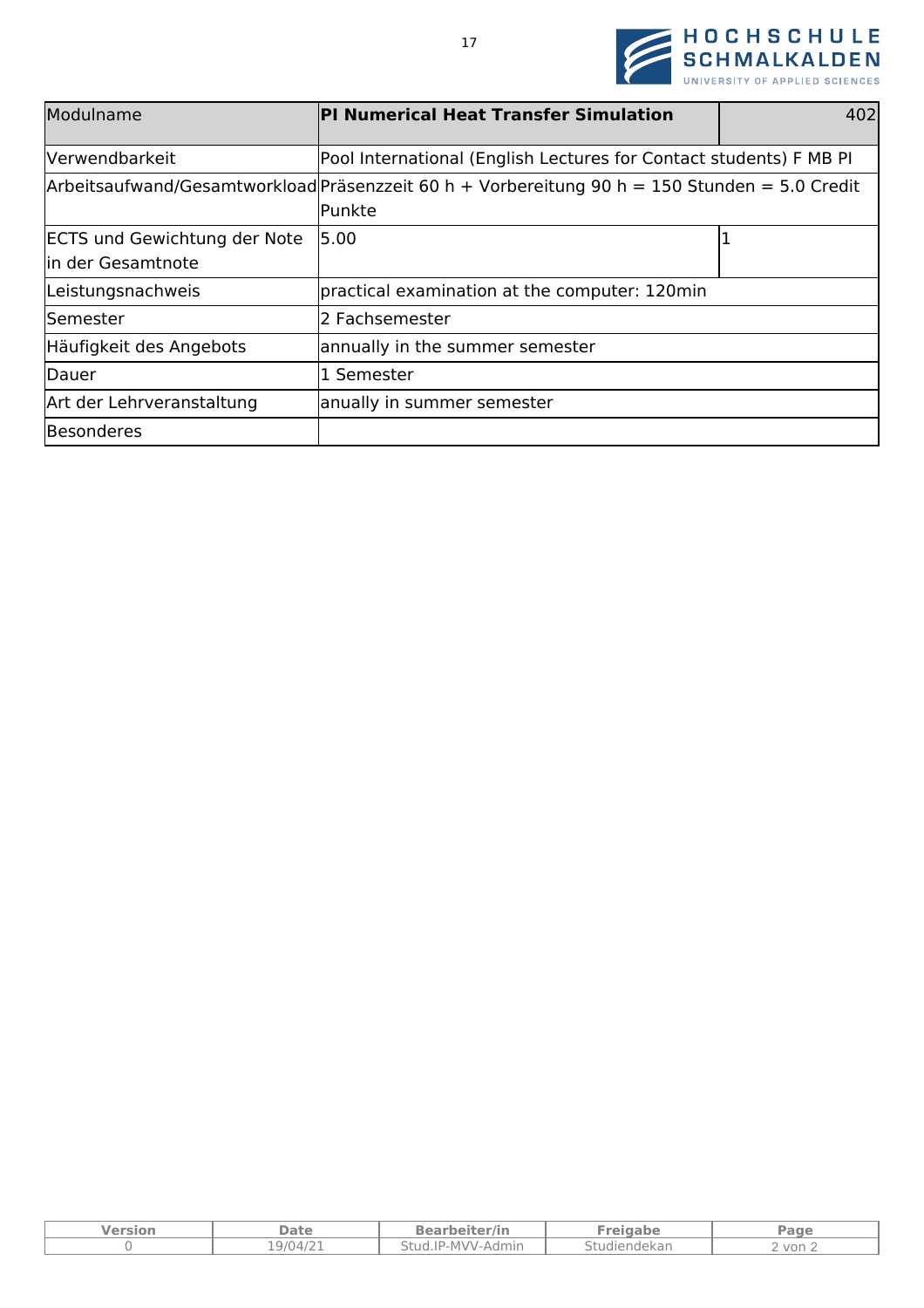| | | |
|---|---|---|
| Modulname | **PI Numerical Heat Transfer Simulation** | 402 |
| Verwendbarkeit | Pool International (English Lectures for Contact students) F MB PI | |
| Arbeitsaufwand/Gesamtworkload | Präsenzzeit 60 h + Vorbereitung 90 h = 150 Stunden = 5.0 Credit Punkte | |
| ECTS und Gewichtung der Note in der Gesamtnote | 5.00 | 1 |
| Leistungsnachweis | practical examination at the computer: 120min | |
| Semester | 2 Fachsemester | |
| Häufigkeit des Angebots | annually in the summer semester | |
| Dauer | 1 Semester | |
| Art der Lehrveranstaltung | anually in summer semester | |
| Besonderes | | |

| Version | Date | Bearbeiter/in | Freigabe |
|---|---|---|---|
| 0 | 19/04/21 | Stud.IP-MVV-Admin | Studiendekan |